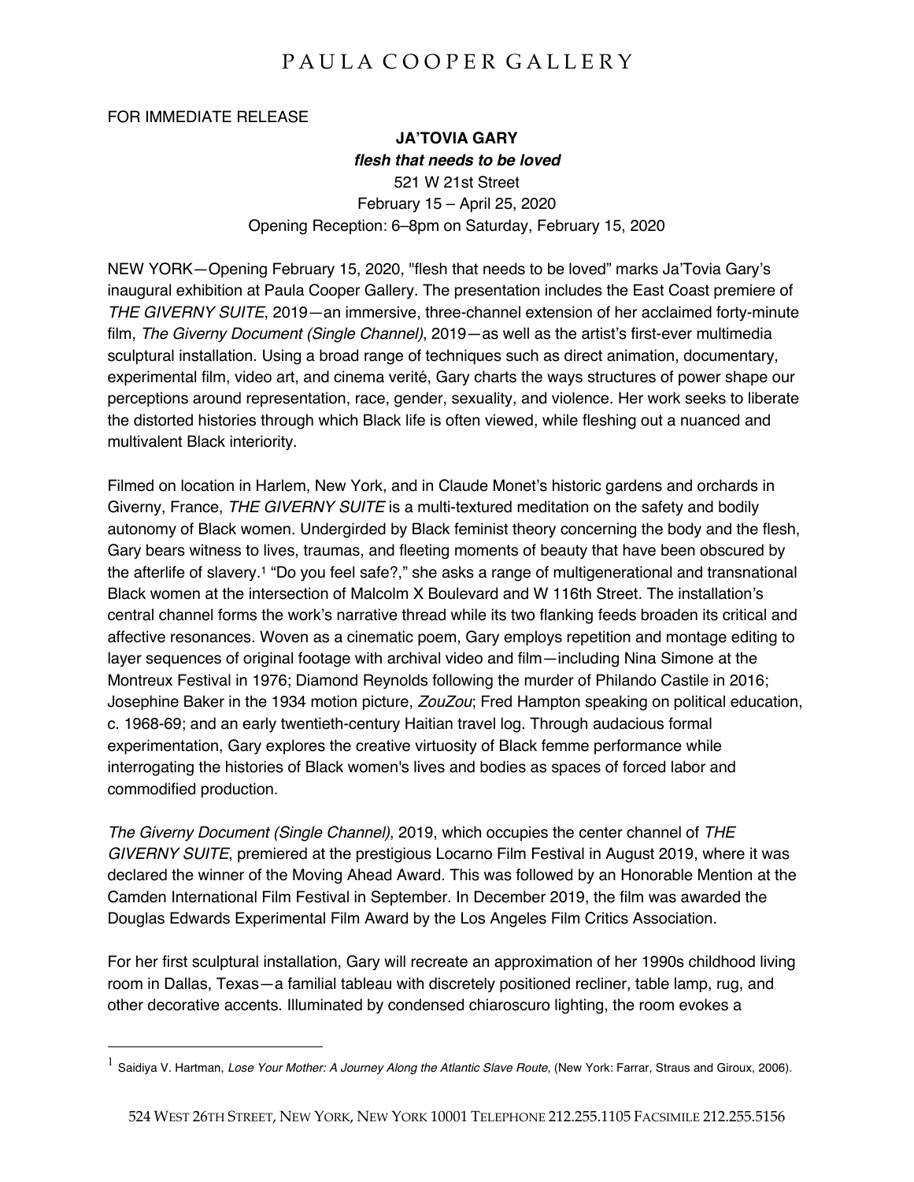# PAULA COOPER GALLERY

FOR IMMEDIATE RELEASE

**JA'TOVIA GARY**
***flesh that needs to be loved***
521 W 21st Street
February 15 – April 25, 2020
Opening Reception: 6–8pm on Saturday, February 15, 2020

NEW YORK—Opening February 15, 2020, "flesh that needs to be loved" marks Ja'Tovia Gary's inaugural exhibition at Paula Cooper Gallery. The presentation includes the East Coast premiere of *THE GIVERNY SUITE*, 2019—an immersive, three-channel extension of her acclaimed forty-minute film, *The Giverny Document (Single Channel)*, 2019—as well as the artist's first-ever multimedia sculptural installation. Using a broad range of techniques such as direct animation, documentary, experimental film, video art, and cinema verité, Gary charts the ways structures of power shape our perceptions around representation, race, gender, sexuality, and violence. Her work seeks to liberate the distorted histories through which Black life is often viewed, while fleshing out a nuanced and multivalent Black interiority.

Filmed on location in Harlem, New York, and in Claude Monet's historic gardens and orchards in Giverny, France, *THE GIVERNY SUITE* is a multi-textured meditation on the safety and bodily autonomy of Black women. Undergirded by Black feminist theory concerning the body and the flesh, Gary bears witness to lives, traumas, and fleeting moments of beauty that have been obscured by the afterlife of slavery.[1] "Do you feel safe?," she asks a range of multigenerational and transnational Black women at the intersection of Malcolm X Boulevard and W 116th Street. The installation's central channel forms the work's narrative thread while its two flanking feeds broaden its critical and affective resonances. Woven as a cinematic poem, Gary employs repetition and montage editing to layer sequences of original footage with archival video and film—including Nina Simone at the Montreux Festival in 1976; Diamond Reynolds following the murder of Philando Castile in 2016; Josephine Baker in the 1934 motion picture, *ZouZou*; Fred Hampton speaking on political education, c. 1968-69; and an early twentieth-century Haitian travel log. Through audacious formal experimentation, Gary explores the creative virtuosity of Black femme performance while interrogating the histories of Black women's lives and bodies as spaces of forced labor and commodified production.

*The Giverny Document (Single Channel)*, 2019, which occupies the center channel of *THE GIVERNY SUITE*, premiered at the prestigious Locarno Film Festival in August 2019, where it was declared the winner of the Moving Ahead Award. This was followed by an Honorable Mention at the Camden International Film Festival in September. In December 2019, the film was awarded the Douglas Edwards Experimental Film Award by the Los Angeles Film Critics Association.

For her first sculptural installation, Gary will recreate an approximation of her 1990s childhood living room in Dallas, Texas—a familial tableau with discretely positioned recliner, table lamp, rug, and other decorative accents. Illuminated by condensed chiaroscuro lighting, the room evokes a

---

[1] Saidiya V. Hartman, *Lose Your Mother: A Journey Along the Atlantic Slave Route*, (New York: Farrar, Straus and Giroux, 2006).

524 WEST 26TH STREET, NEW YORK, NEW YORK 10001 TELEPHONE 212.255.1105 FACSIMILE 212.255.5156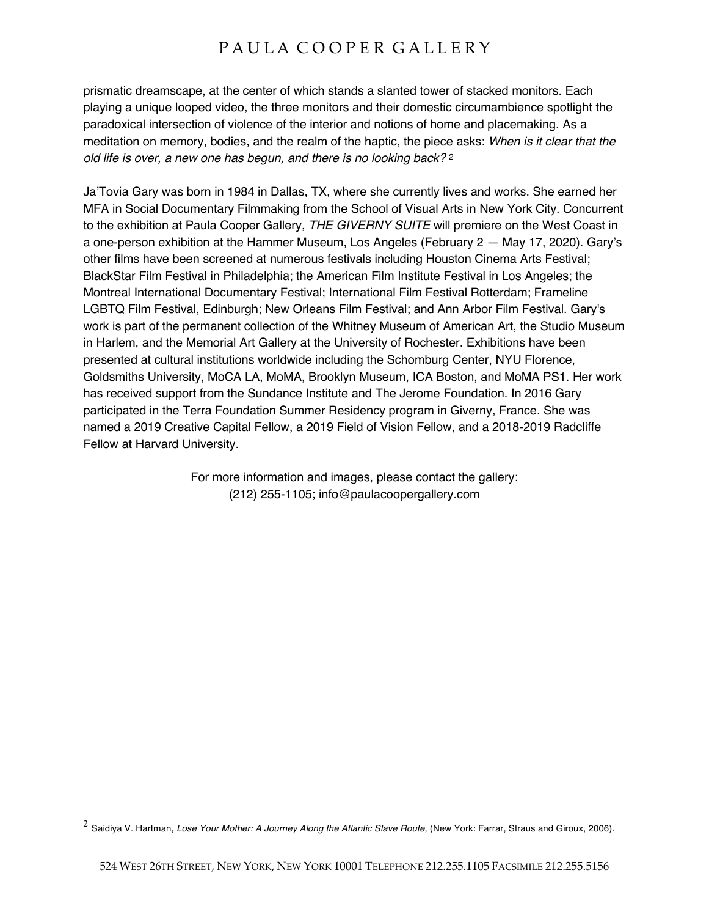prismatic dreamscape, at the center of which stands a slanted tower of stacked monitors. Each playing a unique looped video, the three monitors and their domestic circumambience spotlight the paradoxical intersection of violence of the interior and notions of home and placemaking. As a meditation on memory, bodies, and the realm of the haptic, the piece asks: *When is it clear that the old life is over, a new one has begun, and there is no looking back?* [2]

Ja'Tovia Gary was born in 1984 in Dallas, TX, where she currently lives and works. She earned her MFA in Social Documentary Filmmaking from the School of Visual Arts in New York City. Concurrent to the exhibition at Paula Cooper Gallery, *THE GIVERNY SUITE* will premiere on the West Coast in a one-person exhibition at the Hammer Museum, Los Angeles (February 2 — May 17, 2020). Gary's other films have been screened at numerous festivals including Houston Cinema Arts Festival; BlackStar Film Festival in Philadelphia; the American Film Institute Festival in Los Angeles; the Montreal International Documentary Festival; International Film Festival Rotterdam; Frameline LGBTQ Film Festival, Edinburgh; New Orleans Film Festival; and Ann Arbor Film Festival. Gary's work is part of the permanent collection of the Whitney Museum of American Art, the Studio Museum in Harlem, and the Memorial Art Gallery at the University of Rochester. Exhibitions have been presented at cultural institutions worldwide including the Schomburg Center, NYU Florence, Goldsmiths University, MoCA LA, MoMA, Brooklyn Museum, ICA Boston, and MoMA PS1. Her work has received support from the Sundance Institute and The Jerome Foundation. In 2016 Gary participated in the Terra Foundation Summer Residency program in Giverny, France. She was named a 2019 Creative Capital Fellow, a 2019 Field of Vision Fellow, and a 2018-2019 Radcliffe Fellow at Harvard University.

For more information and images, please contact the gallery:
(212) 255-1105; info@paulacoopergallery.com

[2] Saidiya V. Hartman, *Lose Your Mother: A Journey Along the Atlantic Slave Route*, (New York: Farrar, Straus and Giroux, 2006).